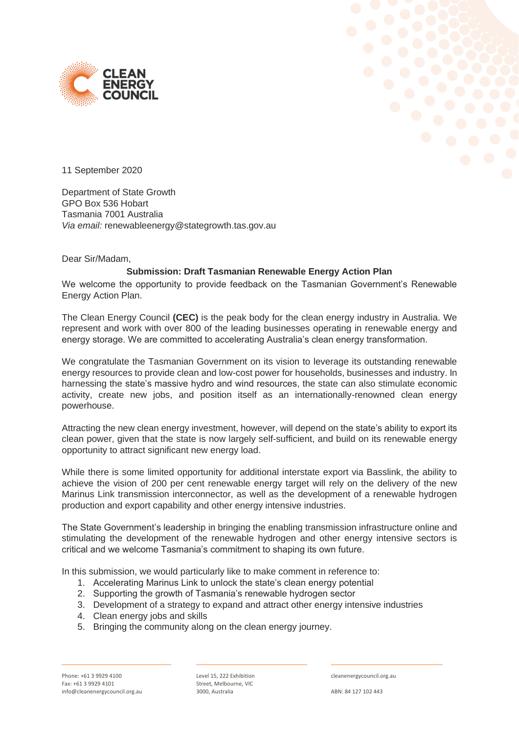CLEAN ENERGY COUNCIL

11 September 2020

Department of State Growth
GPO Box 536 Hobart
Tasmania 7001 Australia
*Via email:* renewableenergy@stategrowth.tas.gov.au

Dear Sir/Madam,

**Submission: Draft Tasmanian Renewable Energy Action Plan**

We welcome the opportunity to provide feedback on the Tasmanian Government's Renewable Energy Action Plan.

The Clean Energy Council **(CEC)** is the peak body for the clean energy industry in Australia. We represent and work with over 800 of the leading businesses operating in renewable energy and energy storage. We are committed to accelerating Australia's clean energy transformation.

We congratulate the Tasmanian Government on its vision to leverage its outstanding renewable energy resources to provide clean and low-cost power for households, businesses and industry. In harnessing the state's massive hydro and wind resources, the state can also stimulate economic activity, create new jobs, and position itself as an internationally-renowned clean energy powerhouse.

Attracting the new clean energy investment, however, will depend on the state's ability to export its clean power, given that the state is now largely self-sufficient, and build on its renewable energy opportunity to attract significant new energy load.

While there is some limited opportunity for additional interstate export via Basslink, the ability to achieve the vision of 200 per cent renewable energy target will rely on the delivery of the new Marinus Link transmission interconnector, as well as the development of a renewable hydrogen production and export capability and other energy intensive industries.

The State Government's leadership in bringing the enabling transmission infrastructure online and stimulating the development of the renewable hydrogen and other energy intensive sectors is critical and we welcome Tasmania's commitment to shaping its own future.

In this submission, we would particularly like to make comment in reference to:

1. Accelerating Marinus Link to unlock the state's clean energy potential
2. Supporting the growth of Tasmania's renewable hydrogen sector
3. Development of a strategy to expand and attract other energy intensive industries
4. Clean energy jobs and skills
5. Bringing the community along on the clean energy journey.

Phone: +61 3 9929 4100
Fax: +61 3 9929 4101
info@cleanenergycouncil.org.au

Level 15, 222 Exhibition Street, Melbourne, VIC 3000, Australia

cleanenergycouncil.org.au

ABN: 84 127 102 443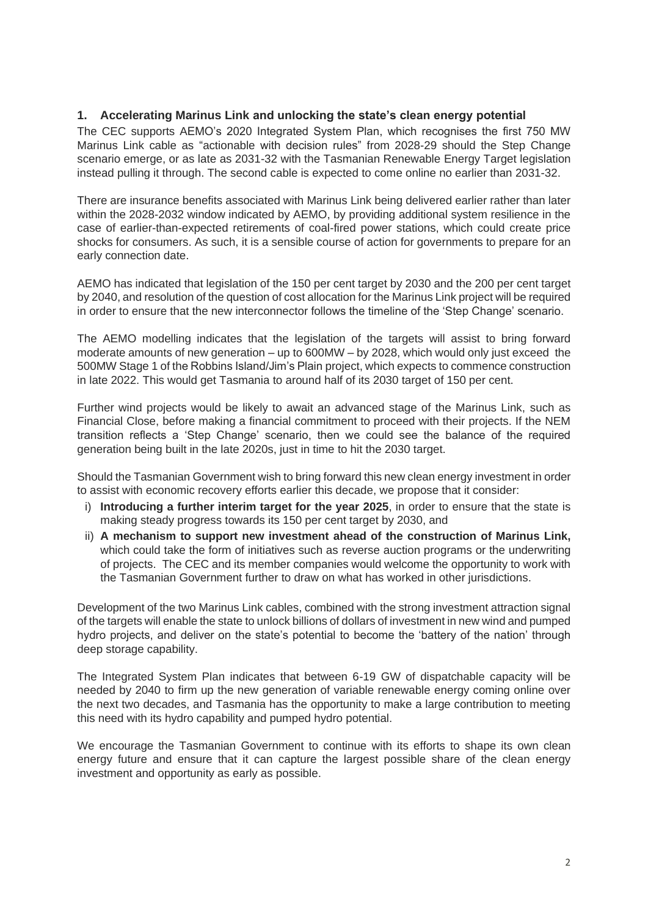## 1. Accelerating Marinus Link and unlocking the state's clean energy potential

The CEC supports AEMO's 2020 Integrated System Plan, which recognises the first 750 MW Marinus Link cable as "actionable with decision rules" from 2028-29 should the Step Change scenario emerge, or as late as 2031-32 with the Tasmanian Renewable Energy Target legislation instead pulling it through. The second cable is expected to come online no earlier than 2031-32.

There are insurance benefits associated with Marinus Link being delivered earlier rather than later within the 2028-2032 window indicated by AEMO, by providing additional system resilience in the case of earlier-than-expected retirements of coal-fired power stations, which could create price shocks for consumers. As such, it is a sensible course of action for governments to prepare for an early connection date.

AEMO has indicated that legislation of the 150 per cent target by 2030 and the 200 per cent target by 2040, and resolution of the question of cost allocation for the Marinus Link project will be required in order to ensure that the new interconnector follows the timeline of the 'Step Change' scenario.

The AEMO modelling indicates that the legislation of the targets will assist to bring forward moderate amounts of new generation – up to 600MW – by 2028, which would only just exceed the 500MW Stage 1 of the Robbins Island/Jim's Plain project, which expects to commence construction in late 2022. This would get Tasmania to around half of its 2030 target of 150 per cent.

Further wind projects would be likely to await an advanced stage of the Marinus Link, such as Financial Close, before making a financial commitment to proceed with their projects. If the NEM transition reflects a 'Step Change' scenario, then we could see the balance of the required generation being built in the late 2020s, just in time to hit the 2030 target.

Should the Tasmanian Government wish to bring forward this new clean energy investment in order to assist with economic recovery efforts earlier this decade, we propose that it consider:

i) **Introducing a further interim target for the year 2025**, in order to ensure that the state is making steady progress towards its 150 per cent target by 2030, and
ii) **A mechanism to support new investment ahead of the construction of Marinus Link,** which could take the form of initiatives such as reverse auction programs or the underwriting of projects. The CEC and its member companies would welcome the opportunity to work with the Tasmanian Government further to draw on what has worked in other jurisdictions.

Development of the two Marinus Link cables, combined with the strong investment attraction signal of the targets will enable the state to unlock billions of dollars of investment in new wind and pumped hydro projects, and deliver on the state's potential to become the 'battery of the nation' through deep storage capability.

The Integrated System Plan indicates that between 6-19 GW of dispatchable capacity will be needed by 2040 to firm up the new generation of variable renewable energy coming online over the next two decades, and Tasmania has the opportunity to make a large contribution to meeting this need with its hydro capability and pumped hydro potential.

We encourage the Tasmanian Government to continue with its efforts to shape its own clean energy future and ensure that it can capture the largest possible share of the clean energy investment and opportunity as early as possible.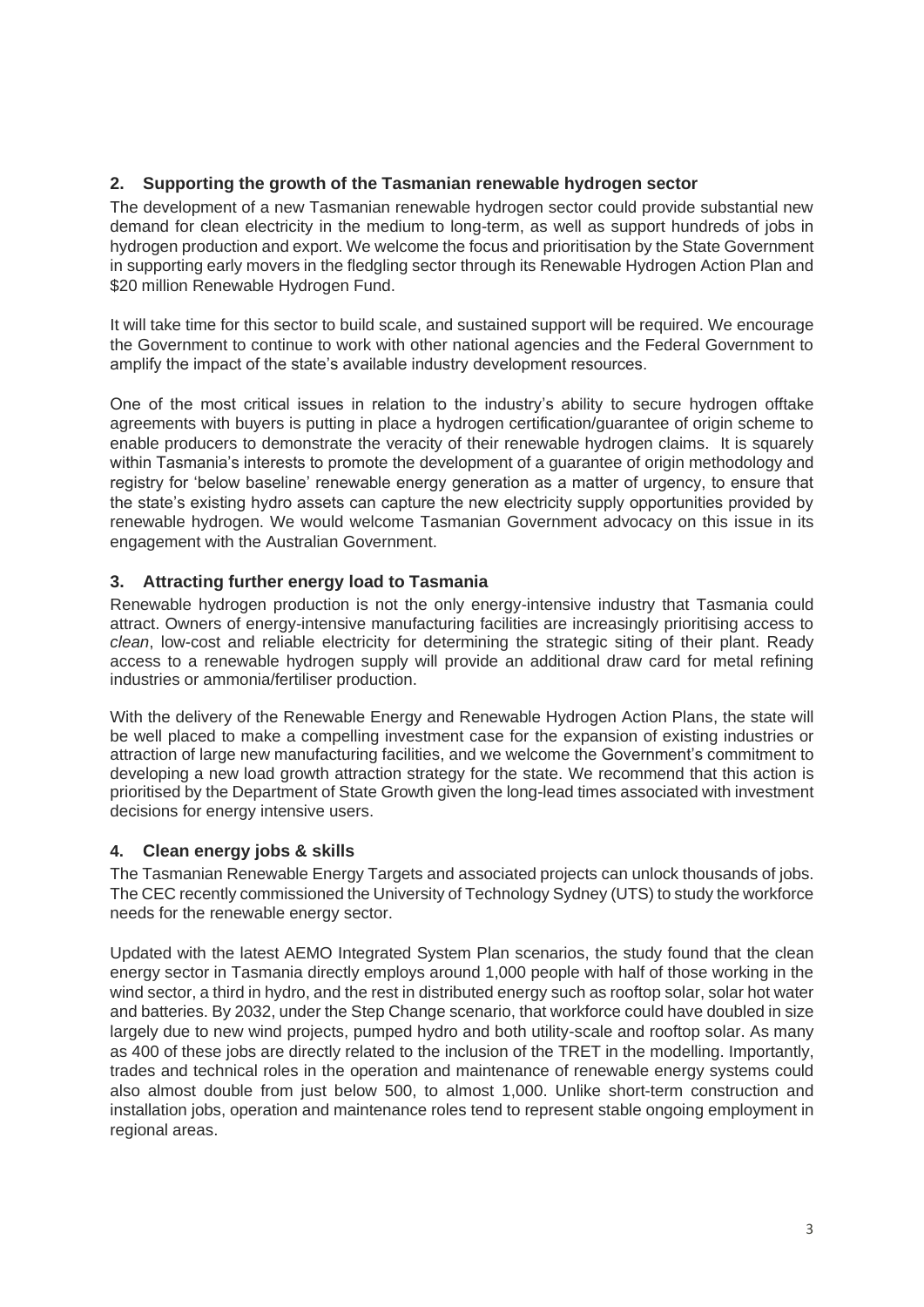## 2. Supporting the growth of the Tasmanian renewable hydrogen sector

The development of a new Tasmanian renewable hydrogen sector could provide substantial new demand for clean electricity in the medium to long-term, as well as support hundreds of jobs in hydrogen production and export. We welcome the focus and prioritisation by the State Government in supporting early movers in the fledgling sector through its Renewable Hydrogen Action Plan and $20 million Renewable Hydrogen Fund.

It will take time for this sector to build scale, and sustained support will be required. We encourage the Government to continue to work with other national agencies and the Federal Government to amplify the impact of the state's available industry development resources.

One of the most critical issues in relation to the industry's ability to secure hydrogen offtake agreements with buyers is putting in place a hydrogen certification/guarantee of origin scheme to enable producers to demonstrate the veracity of their renewable hydrogen claims. It is squarely within Tasmania's interests to promote the development of a guarantee of origin methodology and registry for 'below baseline' renewable energy generation as a matter of urgency, to ensure that the state's existing hydro assets can capture the new electricity supply opportunities provided by renewable hydrogen. We would welcome Tasmanian Government advocacy on this issue in its engagement with the Australian Government.

## 3. Attracting further energy load to Tasmania

Renewable hydrogen production is not the only energy-intensive industry that Tasmania could attract. Owners of energy-intensive manufacturing facilities are increasingly prioritising access to *clean*, low-cost and reliable electricity for determining the strategic siting of their plant. Ready access to a renewable hydrogen supply will provide an additional draw card for metal refining industries or ammonia/fertiliser production.

With the delivery of the Renewable Energy and Renewable Hydrogen Action Plans, the state will be well placed to make a compelling investment case for the expansion of existing industries or attraction of large new manufacturing facilities, and we welcome the Government's commitment to developing a new load growth attraction strategy for the state. We recommend that this action is prioritised by the Department of State Growth given the long-lead times associated with investment decisions for energy intensive users.

## 4. Clean energy jobs & skills

The Tasmanian Renewable Energy Targets and associated projects can unlock thousands of jobs. The CEC recently commissioned the University of Technology Sydney (UTS) to study the workforce needs for the renewable energy sector.

Updated with the latest AEMO Integrated System Plan scenarios, the study found that the clean energy sector in Tasmania directly employs around 1,000 people with half of those working in the wind sector, a third in hydro, and the rest in distributed energy such as rooftop solar, solar hot water and batteries. By 2032, under the Step Change scenario, that workforce could have doubled in size largely due to new wind projects, pumped hydro and both utility-scale and rooftop solar. As many as 400 of these jobs are directly related to the inclusion of the TRET in the modelling. Importantly, trades and technical roles in the operation and maintenance of renewable energy systems could also almost double from just below 500, to almost 1,000. Unlike short-term construction and installation jobs, operation and maintenance roles tend to represent stable ongoing employment in regional areas.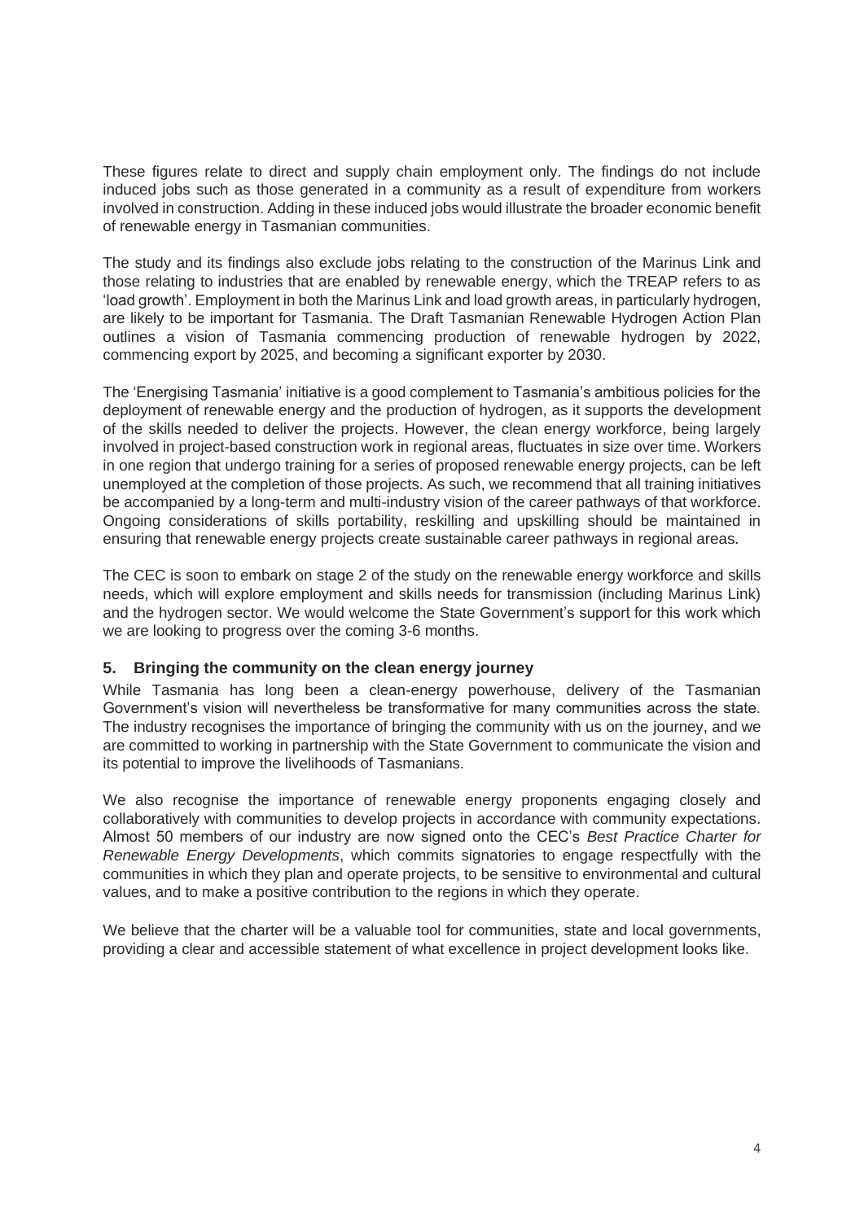These figures relate to direct and supply chain employment only. The findings do not include induced jobs such as those generated in a community as a result of expenditure from workers involved in construction. Adding in these induced jobs would illustrate the broader economic benefit of renewable energy in Tasmanian communities.

The study and its findings also exclude jobs relating to the construction of the Marinus Link and those relating to industries that are enabled by renewable energy, which the TREAP refers to as 'load growth'. Employment in both the Marinus Link and load growth areas, in particularly hydrogen, are likely to be important for Tasmania. The Draft Tasmanian Renewable Hydrogen Action Plan outlines a vision of Tasmania commencing production of renewable hydrogen by 2022, commencing export by 2025, and becoming a significant exporter by 2030.

The 'Energising Tasmania' initiative is a good complement to Tasmania's ambitious policies for the deployment of renewable energy and the production of hydrogen, as it supports the development of the skills needed to deliver the projects. However, the clean energy workforce, being largely involved in project-based construction work in regional areas, fluctuates in size over time. Workers in one region that undergo training for a series of proposed renewable energy projects, can be left unemployed at the completion of those projects. As such, we recommend that all training initiatives be accompanied by a long-term and multi-industry vision of the career pathways of that workforce. Ongoing considerations of skills portability, reskilling and upskilling should be maintained in ensuring that renewable energy projects create sustainable career pathways in regional areas.

The CEC is soon to embark on stage 2 of the study on the renewable energy workforce and skills needs, which will explore employment and skills needs for transmission (including Marinus Link) and the hydrogen sector. We would welcome the State Government's support for this work which we are looking to progress over the coming 3-6 months.

## 5. Bringing the community on the clean energy journey

While Tasmania has long been a clean-energy powerhouse, delivery of the Tasmanian Government's vision will nevertheless be transformative for many communities across the state. The industry recognises the importance of bringing the community with us on the journey, and we are committed to working in partnership with the State Government to communicate the vision and its potential to improve the livelihoods of Tasmanians.

We also recognise the importance of renewable energy proponents engaging closely and collaboratively with communities to develop projects in accordance with community expectations. Almost 50 members of our industry are now signed onto the CEC's *Best Practice Charter for Renewable Energy Developments*, which commits signatories to engage respectfully with the communities in which they plan and operate projects, to be sensitive to environmental and cultural values, and to make a positive contribution to the regions in which they operate.

We believe that the charter will be a valuable tool for communities, state and local governments, providing a clear and accessible statement of what excellence in project development looks like.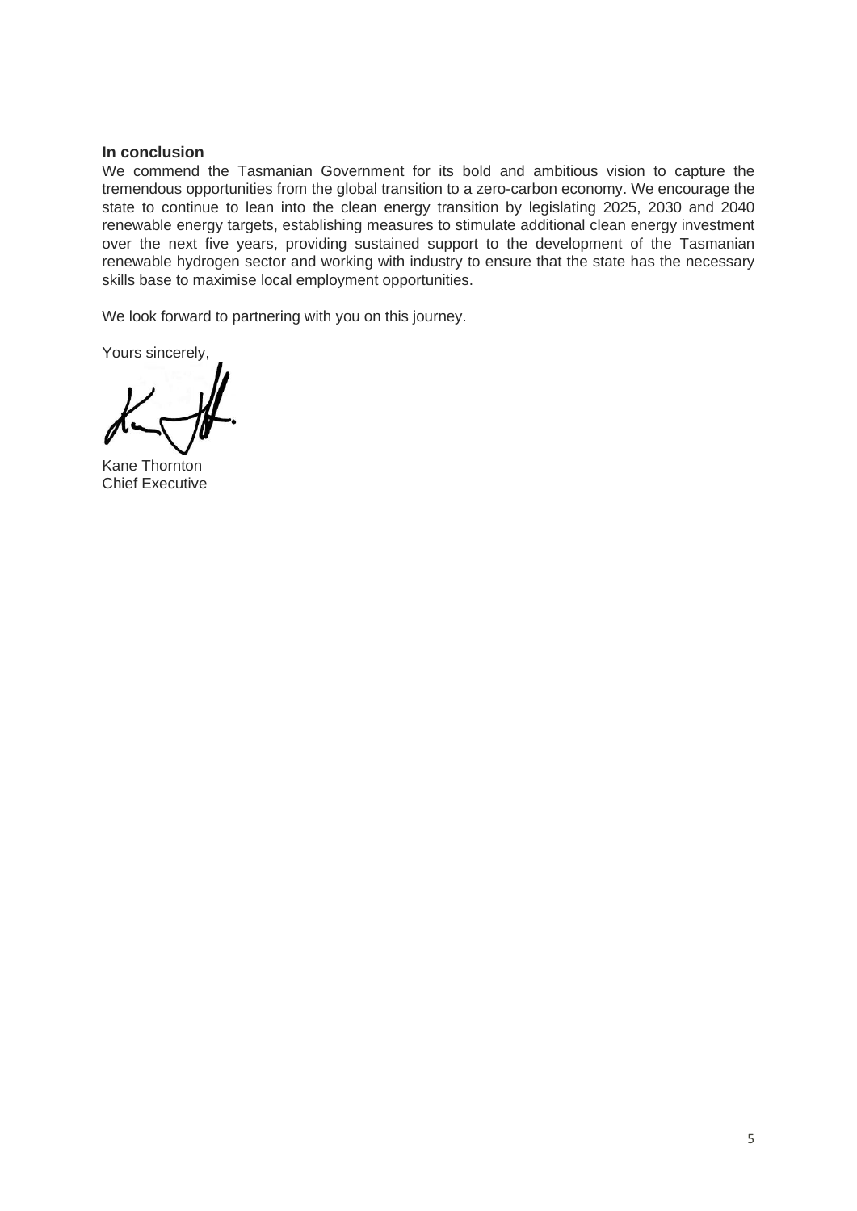**In conclusion**

We commend the Tasmanian Government for its bold and ambitious vision to capture the tremendous opportunities from the global transition to a zero-carbon economy. We encourage the state to continue to lean into the clean energy transition by legislating 2025, 2030 and 2040 renewable energy targets, establishing measures to stimulate additional clean energy investment over the next five years, providing sustained support to the development of the Tasmanian renewable hydrogen sector and working with industry to ensure that the state has the necessary skills base to maximise local employment opportunities.

We look forward to partnering with you on this journey.

Yours sincerely,

Kane Thornton
Chief Executive